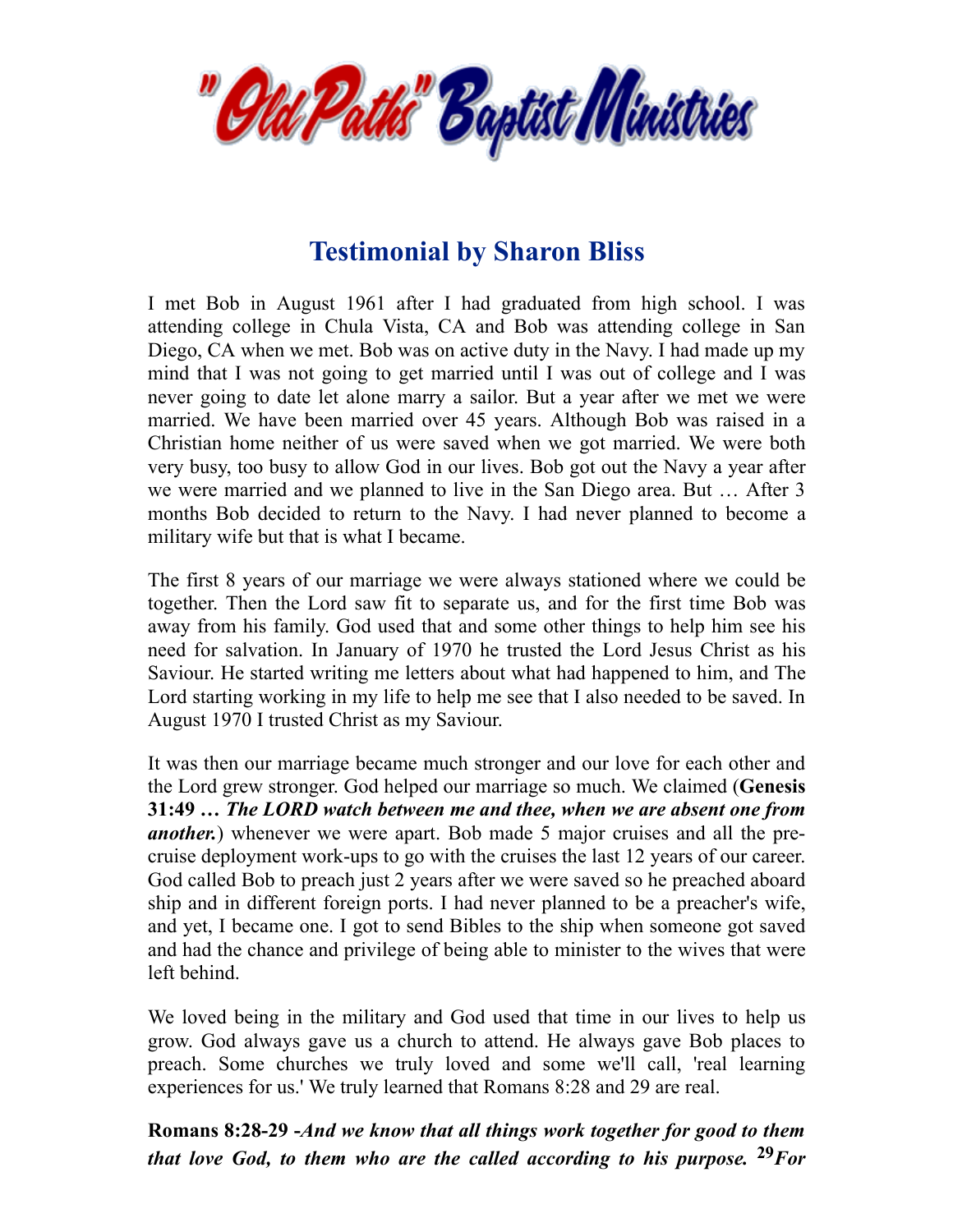# "Old Paths" Baptist Ministries

## Testimonial by Sharon Bliss

I met Bob in August 1961 after I had graduated from high school. I was attending college in Chula Vista, CA and Bob was attending college in San Diego, CA when we met. Bob was on active duty in the Navy. I had made up my mind that I was not going to get married until I was out of college and I was never going to date let alone marry a sailor. But a year after we met we were married. We have been married over 45 years. Although Bob was raised in a Christian home neither of us were saved when we got married. We were both very busy, too busy to allow God in our lives. Bob got out the Navy a year after we were married and we planned to live in the San Diego area. But … After 3 months Bob decided to return to the Navy. I had never planned to become a military wife but that is what I became.

The first 8 years of our marriage we were always stationed where we could be together. Then the Lord saw fit to separate us, and for the first time Bob was away from his family. God used that and some other things to help him see his need for salvation. In January of 1970 he trusted the Lord Jesus Christ as his Saviour. He started writing me letters about what had happened to him, and The Lord starting working in my life to help me see that I also needed to be saved. In August 1970 I trusted Christ as my Saviour.

It was then our marriage became much stronger and our love for each other and the Lord grew stronger. God helped our marriage so much. We claimed (**Genesis 31:49 …** ***The LORD watch between me and thee, when we are absent one from another.***) whenever we were apart. Bob made 5 major cruises and all the pre-cruise deployment work-ups to go with the cruises the last 12 years of our career. God called Bob to preach just 2 years after we were saved so he preached aboard ship and in different foreign ports. I had never planned to be a preacher's wife, and yet, I became one. I got to send Bibles to the ship when someone got saved and had the chance and privilege of being able to minister to the wives that were left behind.

We loved being in the military and God used that time in our lives to help us grow. God always gave us a church to attend. He always gave Bob places to preach. Some churches we truly loved and some we'll call, 'real learning experiences for us.' We truly learned that Romans 8:28 and 29 are real.

**Romans 8:28-29 -*****And we know that all things work together for good to them that love God, to them who are the called according to his purpose.* **29*****For***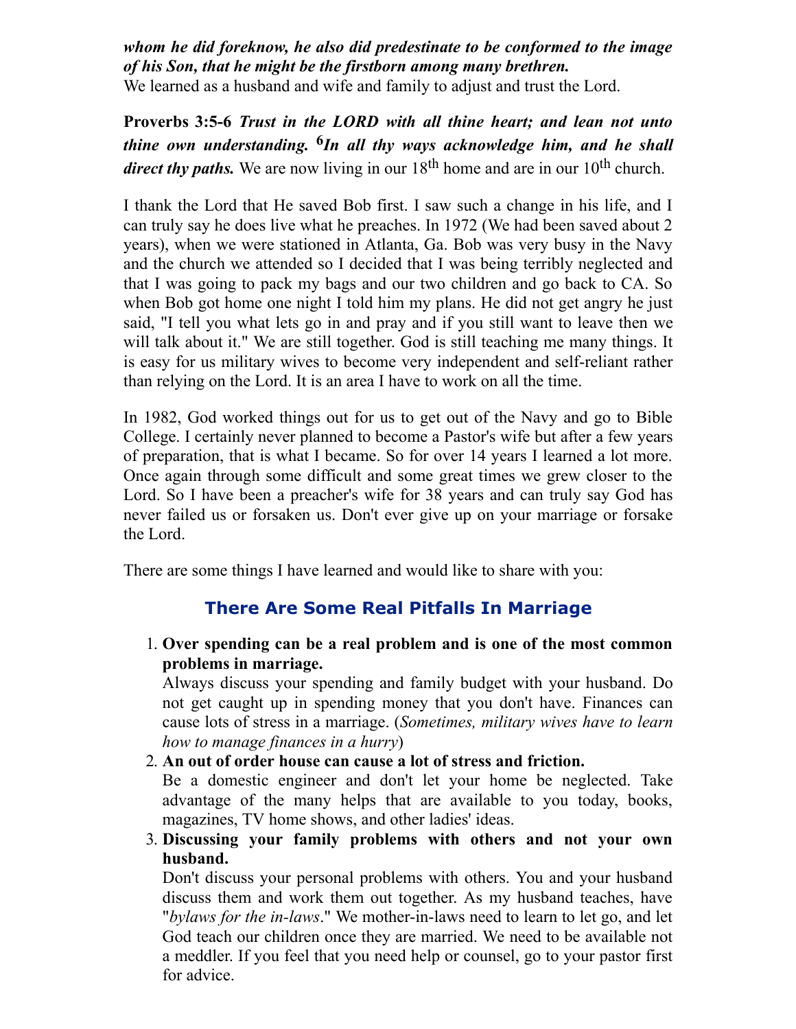***whom he did foreknow, he also did predestinate to be conformed to the image of his Son, that he might be the firstborn among many brethren.***
We learned as a husband and wife and family to adjust and trust the Lord.

**Proverbs 3:5-6** ***Trust in the LORD with all thine heart; and lean not unto thine own understanding. 6In all thy ways acknowledge him, and he shall direct thy paths.*** We are now living in our 18th home and are in our 10th church.

I thank the Lord that He saved Bob first. I saw such a change in his life, and I can truly say he does live what he preaches. In 1972 (We had been saved about 2 years), when we were stationed in Atlanta, Ga. Bob was very busy in the Navy and the church we attended so I decided that I was being terribly neglected and that I was going to pack my bags and our two children and go back to CA. So when Bob got home one night I told him my plans. He did not get angry he just said, "I tell you what lets go in and pray and if you still want to leave then we will talk about it." We are still together. God is still teaching me many things. It is easy for us military wives to become very independent and self-reliant rather than relying on the Lord. It is an area I have to work on all the time.

In 1982, God worked things out for us to get out of the Navy and go to Bible College. I certainly never planned to become a Pastor's wife but after a few years of preparation, that is what I became. So for over 14 years I learned a lot more. Once again through some difficult and some great times we grew closer to the Lord. So I have been a preacher's wife for 38 years and can truly say God has never failed us or forsaken us. Don't ever give up on your marriage or forsake the Lord.

There are some things I have learned and would like to share with you:

## There Are Some Real Pitfalls In Marriage

1. **Over spending can be a real problem and is one of the most common problems in marriage.**
   Always discuss your spending and family budget with your husband. Do not get caught up in spending money that you don't have. Finances can cause lots of stress in a marriage. (*Sometimes, military wives have to learn how to manage finances in a hurry*)
2. **An out of order house can cause a lot of stress and friction.**
   Be a domestic engineer and don't let your home be neglected. Take advantage of the many helps that are available to you today, books, magazines, TV home shows, and other ladies' ideas.
3. **Discussing your family problems with others and not your own husband.**
   Don't discuss your personal problems with others. You and your husband discuss them and work them out together. As my husband teaches, have "*bylaws for the in-laws*." We mother-in-laws need to learn to let go, and let God teach our children once they are married. We need to be available not a meddler. If you feel that you need help or counsel, go to your pastor first for advice.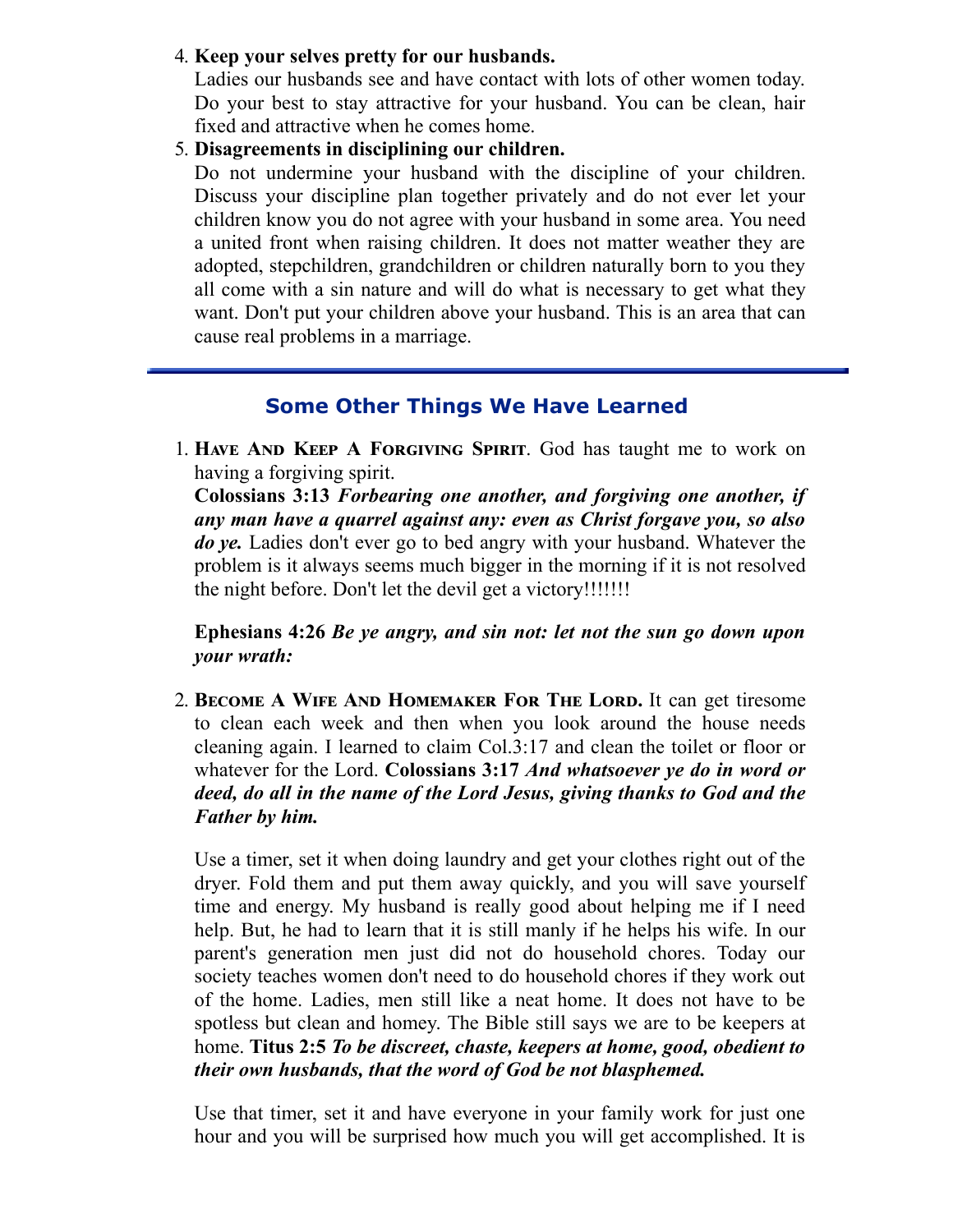4. **Keep your selves pretty for our husbands.**
   Ladies our husbands see and have contact with lots of other women today. Do your best to stay attractive for your husband. You can be clean, hair fixed and attractive when he comes home.
5. **Disagreements in disciplining our children.**
   Do not undermine your husband with the discipline of your children. Discuss your discipline plan together privately and do not ever let your children know you do not agree with your husband in some area. You need a united front when raising children. It does not matter weather they are adopted, stepchildren, grandchildren or children naturally born to you they all come with a sin nature and will do what is necessary to get what they want. Don't put your children above your husband. This is an area that can cause real problems in a marriage.

---

## Some Other Things We Have Learned

1. **Have And Keep A Forgiving Spirit**. God has taught me to work on having a forgiving spirit.
   **Colossians 3:13** ***Forbearing one another, and forgiving one another, if any man have a quarrel against any: even as Christ forgave you, so also do ye.*** Ladies don't ever go to bed angry with your husband. Whatever the problem is it always seems much bigger in the morning if it is not resolved the night before. Don't let the devil get a victory!!!!!!!

   **Ephesians 4:26** ***Be ye angry, and sin not: let not the sun go down upon your wrath:***

2. **Become A Wife And Homemaker For The Lord.** It can get tiresome to clean each week and then when you look around the house needs cleaning again. I learned to claim Col.3:17 and clean the toilet or floor or whatever for the Lord. **Colossians 3:17** ***And whatsoever ye do in word or deed, do all in the name of the Lord Jesus, giving thanks to God and the Father by him.***

   Use a timer, set it when doing laundry and get your clothes right out of the dryer. Fold them and put them away quickly, and you will save yourself time and energy. My husband is really good about helping me if I need help. But, he had to learn that it is still manly if he helps his wife. In our parent's generation men just did not do household chores. Today our society teaches women don't need to do household chores if they work out of the home. Ladies, men still like a neat home. It does not have to be spotless but clean and homey. The Bible still says we are to be keepers at home. **Titus 2:5** ***To be discreet, chaste, keepers at home, good, obedient to their own husbands, that the word of God be not blasphemed.***

   Use that timer, set it and have everyone in your family work for just one hour and you will be surprised how much you will get accomplished. It is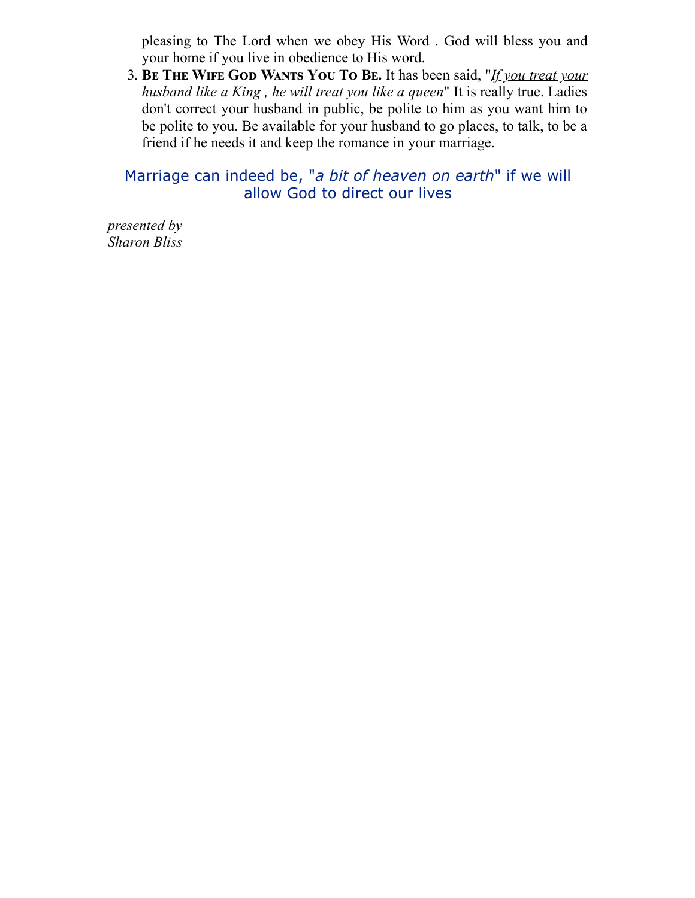pleasing to The Lord when we obey His Word . God will bless you and your home if you live in obedience to His word.

3. **Be The Wife God Wants You To Be.** It has been said, "*If you treat your husband like a King , he will treat you like a queen*" It is really true. Ladies don't correct your husband in public, be polite to him as you want him to be polite to you. Be available for your husband to go places, to talk, to be a friend if he needs it and keep the romance in your marriage.

Marriage can indeed be, "*a bit of heaven on earth*" if we will allow God to direct our lives

*presented by*
*Sharon Bliss*